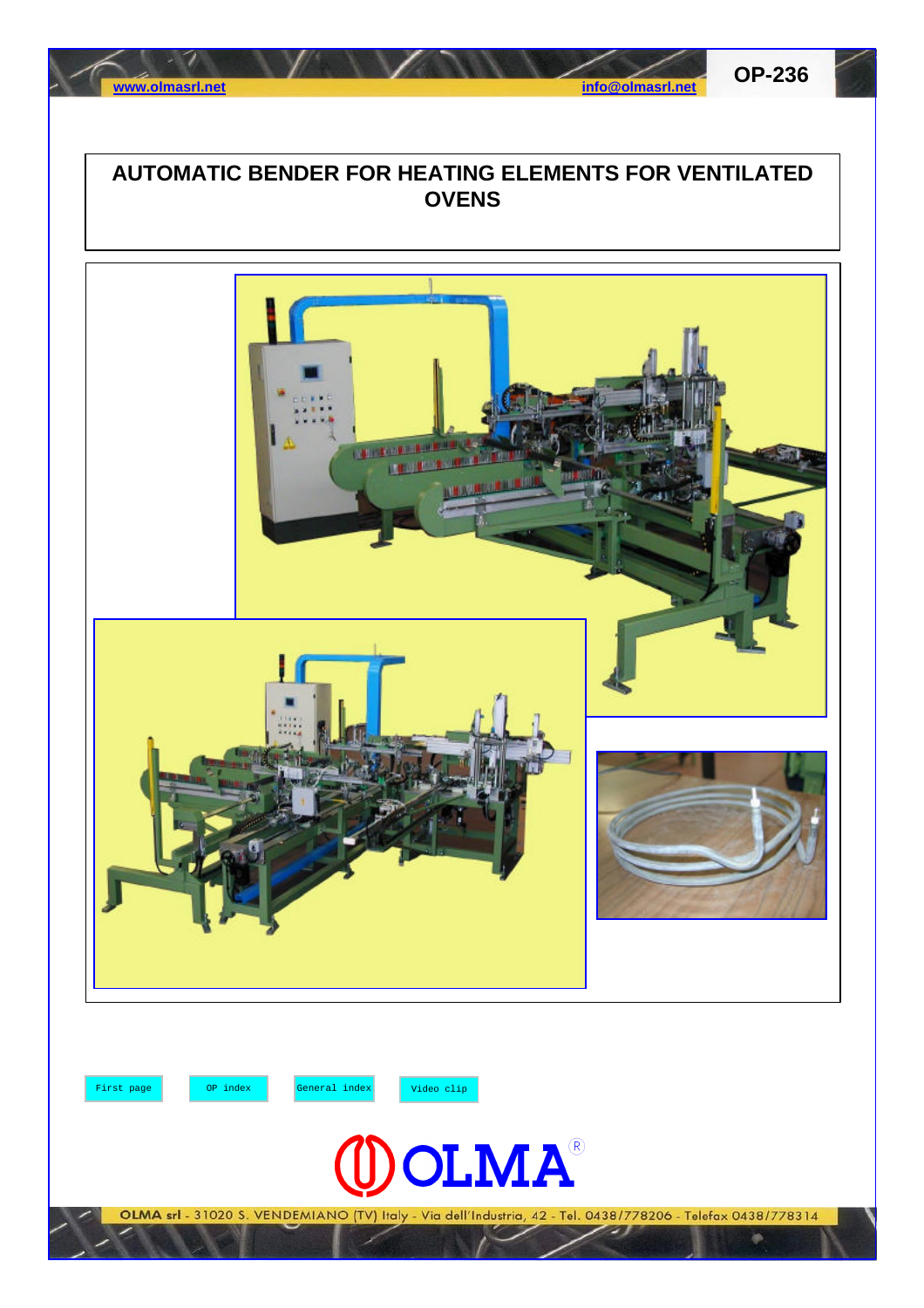www.olmasrl.net info@olmasrl.net

OP-236

# AUTOMATIC BENDER FOR HEATING ELEMENTS FOR VENTILATED OVENS

First page | OP index | General index | Video clip

OLMA®

OLMA srl - 31020 S. VENDEMIANO (TV) Italy - Via dell'Industria, 42 - Tel. 0438/778206 - Telefax 0438/778314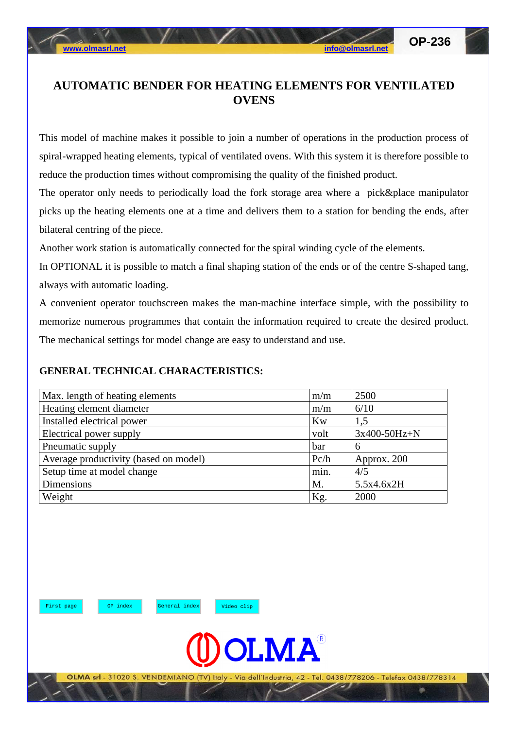# AUTOMATIC BENDER FOR HEATING ELEMENTS FOR VENTILATED OVENS

This model of machine makes it possible to join a number of operations in the production process of spiral-wrapped heating elements, typical of ventilated ovens. With this system it is therefore possible to reduce the production times without compromising the quality of the finished product.

The operator only needs to periodically load the fork storage area where a pick&place manipulator picks up the heating elements one at a time and delivers them to a station for bending the ends, after bilateral centring of the piece.

Another work station is automatically connected for the spiral winding cycle of the elements.

In OPTIONAL it is possible to match a final shaping station of the ends or of the centre S-shaped tang, always with automatic loading.

A convenient operator touchscreen makes the man-machine interface simple, with the possibility to memorize numerous programmes that contain the information required to create the desired product. The mechanical settings for model change are easy to understand and use.

## GENERAL TECHNICAL CHARACTERISTICS:

| | | |
|---|---|---|
| Max. length of heating elements | m/m | 2500 |
| Heating element diameter | m/m | 6/10 |
| Installed electrical power | Kw | 1,5 |
| Electrical power supply | volt | 3x400-50Hz+N |
| Pneumatic supply | bar | 6 |
| Average productivity (based on model) | Pc/h | Approx. 200 |
| Setup time at model change | min. | 4/5 |
| Dimensions | M. | 5.5x4.6x2H |
| Weight | Kg. | 2000 |

First page | OP index | General index | Video clip

OLMA®

OLMA srl - 31020 S. VENDEMIANO (TV) Italy - Via dell'Industria, 42 - Tel. 0438/778206 - Telefax 0438/778314